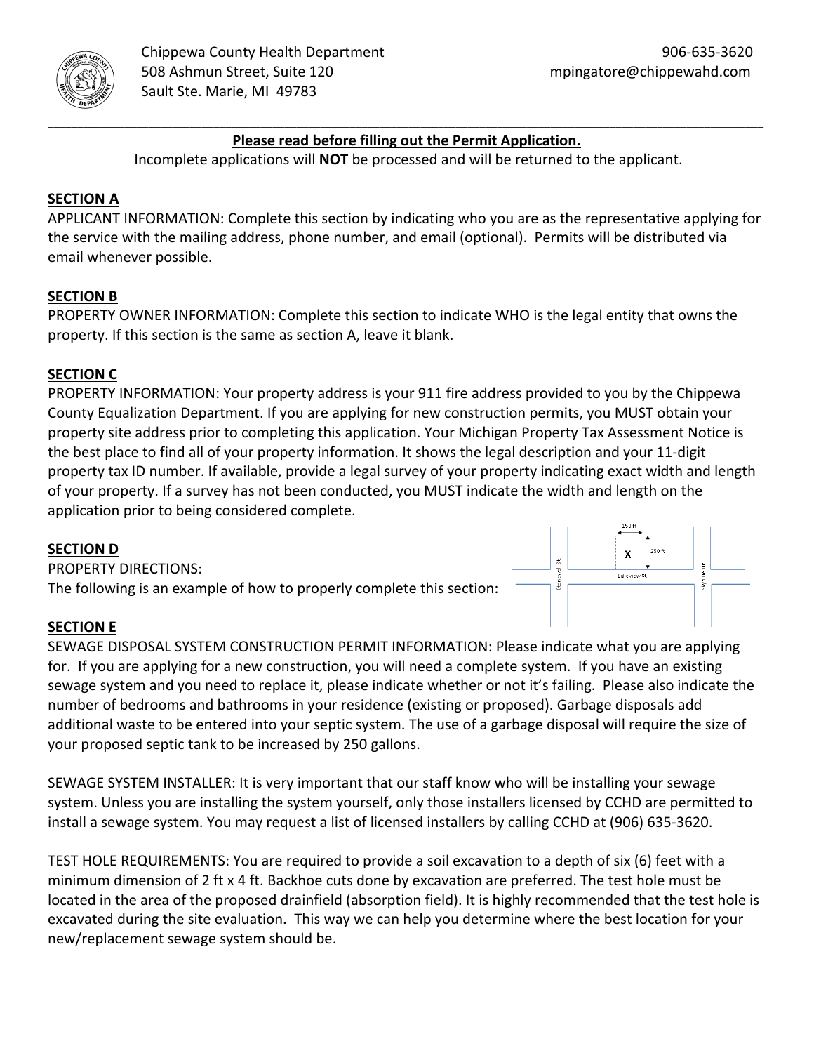Chippewa County Health Department
508 Ashmun Street, Suite 120
Sault Ste. Marie, MI 49783

906-635-3620
mpingatore@chippewahd.com

---

**Please read before filling out the Permit Application.**

Incomplete applications will **NOT** be processed and will be returned to the applicant.

## SECTION A

APPLICANT INFORMATION: Complete this section by indicating who you are as the representative applying for the service with the mailing address, phone number, and email (optional). Permits will be distributed via email whenever possible.

## SECTION B

PROPERTY OWNER INFORMATION: Complete this section to indicate WHO is the legal entity that owns the property. If this section is the same as section A, leave it blank.

## SECTION C

PROPERTY INFORMATION: Your property address is your 911 fire address provided to you by the Chippewa County Equalization Department. If you are applying for new construction permits, you MUST obtain your property site address prior to completing this application. Your Michigan Property Tax Assessment Notice is the best place to find all of your property information. It shows the legal description and your 11-digit property tax ID number. If available, provide a legal survey of your property indicating exact width and length of your property. If a survey has not been conducted, you MUST indicate the width and length on the application prior to being considered complete.

## SECTION D

PROPERTY DIRECTIONS:
The following is an example of how to properly complete this section:

150 ft
X
250 ft
Stonewall St
Lakeview St
Skyblue Dr

## SECTION E

SEWAGE DISPOSAL SYSTEM CONSTRUCTION PERMIT INFORMATION: Please indicate what you are applying for. If you are applying for a new construction, you will need a complete system. If you have an existing sewage system and you need to replace it, please indicate whether or not it's failing. Please also indicate the number of bedrooms and bathrooms in your residence (existing or proposed). Garbage disposals add additional waste to be entered into your septic system. The use of a garbage disposal will require the size of your proposed septic tank to be increased by 250 gallons.

SEWAGE SYSTEM INSTALLER: It is very important that our staff know who will be installing your sewage system. Unless you are installing the system yourself, only those installers licensed by CCHD are permitted to install a sewage system. You may request a list of licensed installers by calling CCHD at (906) 635-3620.

TEST HOLE REQUIREMENTS: You are required to provide a soil excavation to a depth of six (6) feet with a minimum dimension of 2 ft x 4 ft. Backhoe cuts done by excavation are preferred. The test hole must be located in the area of the proposed drainfield (absorption field). It is highly recommended that the test hole is excavated during the site evaluation. This way we can help you determine where the best location for your new/replacement sewage system should be.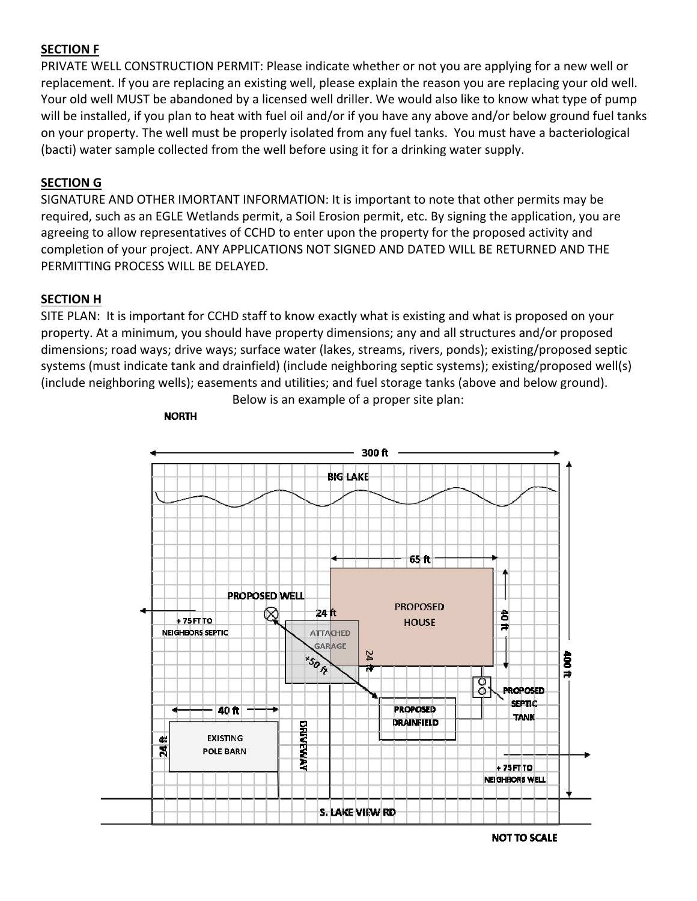**SECTION F**

PRIVATE WELL CONSTRUCTION PERMIT: Please indicate whether or not you are applying for a new well or replacement. If you are replacing an existing well, please explain the reason you are replacing your old well. Your old well MUST be abandoned by a licensed well driller. We would also like to know what type of pump will be installed, if you plan to heat with fuel oil and/or if you have any above and/or below ground fuel tanks on your property. The well must be properly isolated from any fuel tanks. You must have a bacteriological (bacti) water sample collected from the well before using it for a drinking water supply.

**SECTION G**

SIGNATURE AND OTHER IMORTANT INFORMATION: It is important to note that other permits may be required, such as an EGLE Wetlands permit, a Soil Erosion permit, etc. By signing the application, you are agreeing to allow representatives of CCHD to enter upon the property for the proposed activity and completion of your project. ANY APPLICATIONS NOT SIGNED AND DATED WILL BE RETURNED AND THE PERMITTING PROCESS WILL BE DELAYED.

**SECTION H**

SITE PLAN: It is important for CCHD staff to know exactly what is existing and what is proposed on your property. At a minimum, you should have property dimensions; any and all structures and/or proposed dimensions; road ways; drive ways; surface water (lakes, streams, rivers, ponds); existing/proposed septic systems (must indicate tank and drainfield) (include neighboring septic systems); existing/proposed well(s) (include neighboring wells); easements and utilities; and fuel storage tanks (above and below ground).

Below is an example of a proper site plan:

NORTH

300 ft

BIG LAKE

65 ft

PROPOSED HOUSE

40 ft

PROPOSED WELL

24 ft

+ 75 FT TO NEIGHBORS SEPTIC

ATTACHED GARAGE

+50 ft

24 ft

400 ft

PROPOSED SEPTIC TANK

40 ft

PROPOSED DRAINFIELD

24 ft

EXISTING POLE BARN

DRIVEWAY

+ 75 FT TO NEIGHBORS WELL

S. LAKE VIEW RD

NOT TO SCALE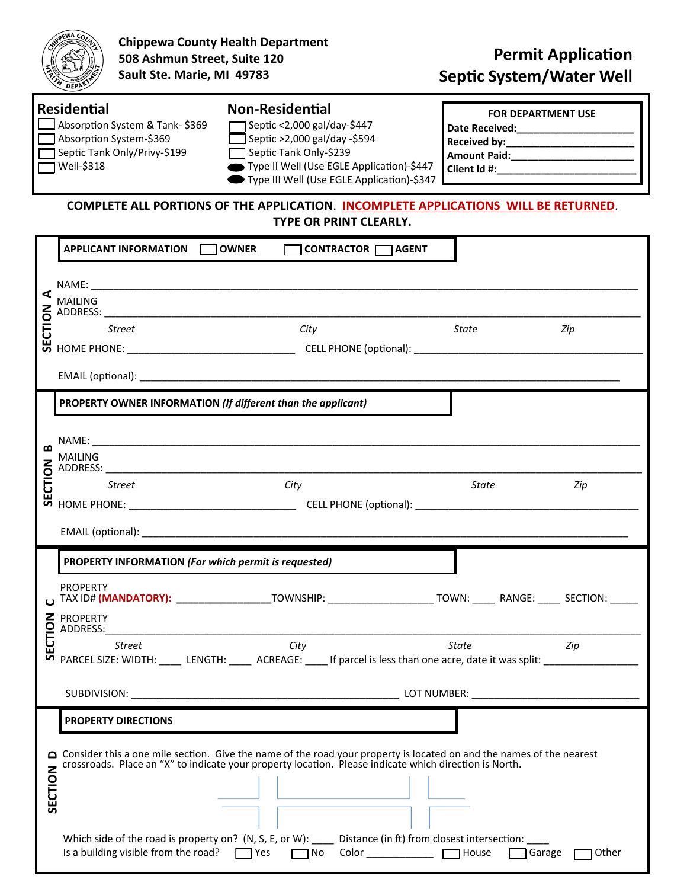**Chippewa County Health Department**
**508 Ashmun Street, Suite 120**
**Sault Ste. Marie, MI 49783**

# Permit Application
# Septic System/Water Well

**Residential**

- ☐ Absorption System & Tank- $369
- ☐ Absorption System-$369
- ☐ Septic Tank Only/Privy-$199
- ☐ Well-$318

**Non-Residential**

- ☐ Septic <2,000 gal/day-$447
- ☐ Septic >2,000 gal/day -$594
- ☐ Septic Tank Only-$239
- ● Type II Well (Use EGLE Application)-$447
- ● Type III Well (Use EGLE Application)-$347

**FOR DEPARTMENT USE**

**Date Received:**____________________
**Received by:**____________________
**Amount Paid:**____________________
**Client Id #:**____________________

**COMPLETE ALL PORTIONS OF THE APPLICATION. INCOMPLETE APPLICATIONS WILL BE RETURNED.**
**TYPE OR PRINT CLEARLY.**

## SECTION A

**APPLICANT INFORMATION** ☐ **OWNER** ☐ **CONTRACTOR** ☐ **AGENT**

NAME: ____________________________________________

MAILING ADDRESS: ____________________________________________
*Street* *City* *State* *Zip*

HOME PHONE: ____________________ CELL PHONE (optional): ____________________

EMAIL (optional): ____________________________________________

## SECTION B

**PROPERTY OWNER INFORMATION *(If different than the applicant)***

NAME: ____________________________________________

MAILING ADDRESS: ____________________________________________
*Street* *City* *State* *Zip*

HOME PHONE: ____________________ CELL PHONE (optional): ____________________

EMAIL (optional): ____________________________________________

## SECTION C

**PROPERTY INFORMATION *(For which permit is requested)***

PROPERTY TAX ID# **(MANDATORY):** ______________ TOWNSHIP: ______________ TOWN: ____ RANGE: ____ SECTION: _____

PROPERTY ADDRESS: ____________________________________________
*Street* *City* *State* *Zip*

PARCEL SIZE: WIDTH: ____ LENGTH: ____ ACREAGE: ____ If parcel is less than one acre, date it was split: ______________

SUBDIVISION: ______________________________ LOT NUMBER: ______________________

## SECTION D

**PROPERTY DIRECTIONS**

Consider this a one mile section. Give the name of the road your property is located on and the names of the nearest crossroads. Place an "X" to indicate your property location. Please indicate which direction is North.

Which side of the road is property on? (N, S, E, or W): ____ Distance (in ft) from closest intersection: ____

Is a building visible from the road? ☐ Yes ☐ No Color ____________ ☐ House ☐ Garage ☐ Other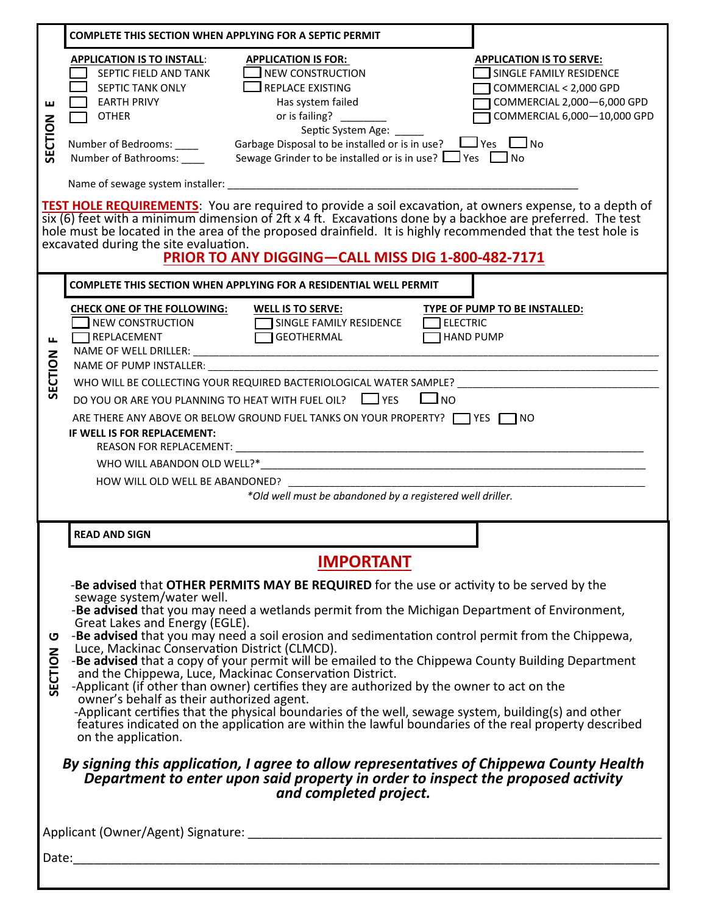## SECTION E

**COMPLETE THIS SECTION WHEN APPLYING FOR A SEPTIC PERMIT**

**APPLICATION IS TO INSTALL:**
- ☐ SEPTIC FIELD AND TANK
- ☐ SEPTIC TANK ONLY
- ☐ EARTH PRIVY
- ☐ OTHER

**APPLICATION IS FOR:**
- ☐ NEW CONSTRUCTION
- ☐ REPLACE EXISTING

Has system failed or is failing? ________

Septic System Age: _____

**APPLICATION IS TO SERVE:**
- ☐ SINGLE FAMILY RESIDENCE
- ☐ COMMERCIAL < 2,000 GPD
- ☐ COMMERCIAL 2,000—6,000 GPD
- ☐ COMMERCIAL 6,000—10,000 GPD

Number of Bedrooms: ____

Number of Bathrooms: ____

Garbage Disposal to be installed or is in use? ☐ Yes ☐ No

Sewage Grinder to be installed or is in use? ☐ Yes ☐ No

Name of sewage system installer: ____________________________________________

**TEST HOLE REQUIREMENTS**: You are required to provide a soil excavation, at owners expense, to a depth of six (6) feet with a minimum dimension of 2ft x 4 ft. Excavations done by a backhoe are preferred. The test hole must be located in the area of the proposed drainfield. It is highly recommended that the test hole is excavated during the site evaluation.

**PRIOR TO ANY DIGGING—CALL MISS DIG 1-800-482-7171**

## SECTION F

**COMPLETE THIS SECTION WHEN APPLYING FOR A RESIDENTIAL WELL PERMIT**

**CHECK ONE OF THE FOLLOWING:**
- ☐ NEW CONSTRUCTION
- ☐ REPLACEMENT

**WELL IS TO SERVE:**
- ☐ SINGLE FAMILY RESIDENCE
- ☐ GEOTHERMAL

**TYPE OF PUMP TO BE INSTALLED:**
- ☐ ELECTRIC
- ☐ HAND PUMP

NAME OF WELL DRILLER: ____________________________________________

NAME OF PUMP INSTALLER: ____________________________________________

WHO WILL BE COLLECTING YOUR REQUIRED BACTERIOLOGICAL WATER SAMPLE? ____________________

DO YOU OR ARE YOU PLANNING TO HEAT WITH FUEL OIL? ☐ YES ☐ NO

ARE THERE ANY ABOVE OR BELOW GROUND FUEL TANKS ON YOUR PROPERTY? ☐ YES ☐ NO

**IF WELL IS FOR REPLACEMENT:**

REASON FOR REPLACEMENT: ____________________________________________

WHO WILL ABANDON OLD WELL?*____________________________________________

HOW WILL OLD WELL BE ABANDONED? ____________________________________________

*\*Old well must be abandoned by a registered well driller.*

## SECTION G

**READ AND SIGN**

### IMPORTANT

- **Be advised** that **OTHER PERMITS MAY BE REQUIRED** for the use or activity to be served by the sewage system/water well.
- **Be advised** that you may need a wetlands permit from the Michigan Department of Environment, Great Lakes and Energy (EGLE).
- **Be advised** that you may need a soil erosion and sedimentation control permit from the Chippewa, Luce, Mackinac Conservation District (CLMCD).
- **Be advised** that a copy of your permit will be emailed to the Chippewa County Building Department and the Chippewa, Luce, Mackinac Conservation District.
- Applicant (if other than owner) certifies they are authorized by the owner to act on the owner's behalf as their authorized agent.
- Applicant certifies that the physical boundaries of the well, sewage system, building(s) and other features indicated on the application are within the lawful boundaries of the real property described on the application.

***By signing this application, I agree to allow representatives of Chippewa County Health Department to enter upon said property in order to inspect the proposed activity and completed project.***

Applicant (Owner/Agent) Signature: ____________________________________________

Date: ____________________________________________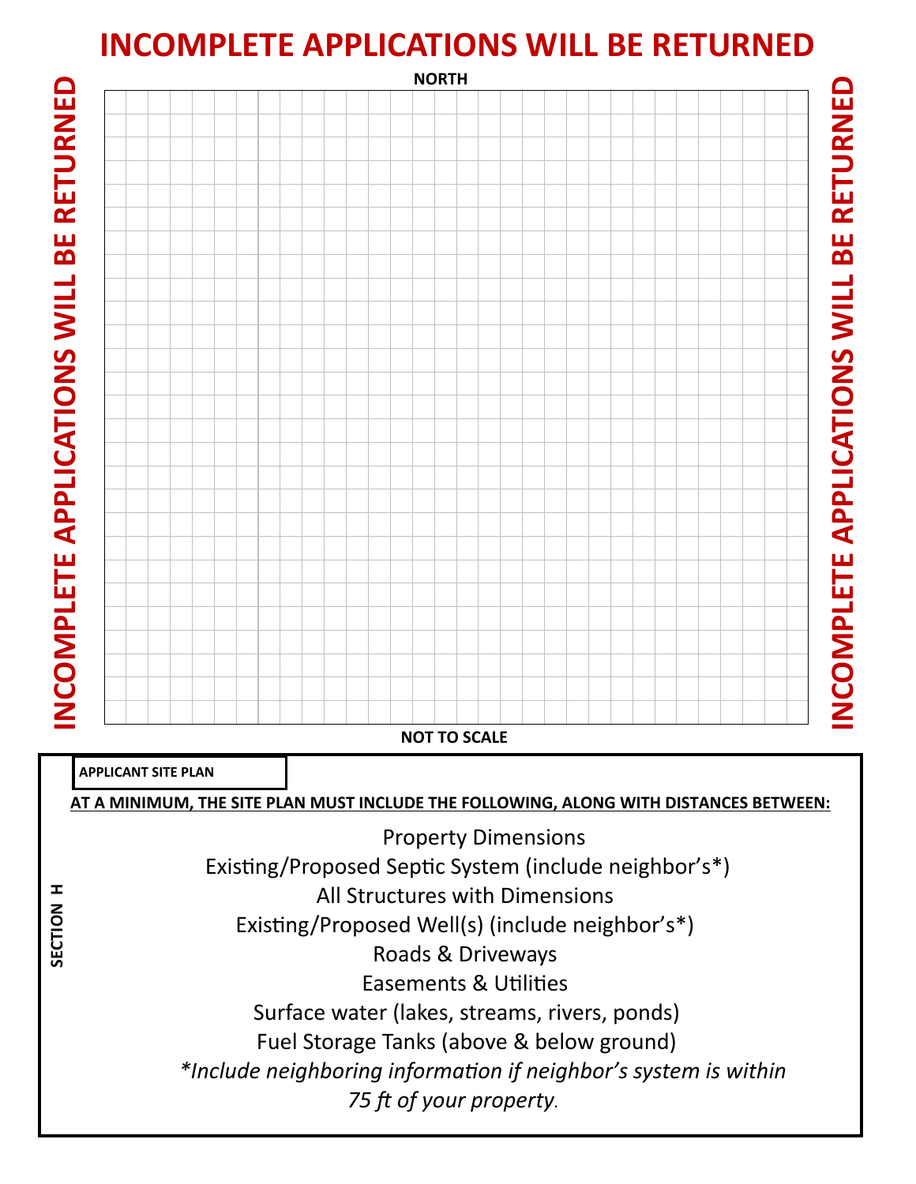# INCOMPLETE APPLICATIONS WILL BE RETURNED

INCOMPLETE APPLICATIONS WILL BE RETURNED

INCOMPLETE APPLICATIONS WILL BE RETURNED

NORTH

NOT TO SCALE

SECTION H

**APPLICANT SITE PLAN**

**AT A MINIMUM, THE SITE PLAN MUST INCLUDE THE FOLLOWING, ALONG WITH DISTANCES BETWEEN:**

Property Dimensions

Existing/Proposed Septic System (include neighbor's*)

All Structures with Dimensions

Existing/Proposed Well(s) (include neighbor's*)

Roads & Driveways

Easements & Utilities

Surface water (lakes, streams, rivers, ponds)

Fuel Storage Tanks (above & below ground)

*\*Include neighboring information if neighbor's system is within 75 ft of your property.*